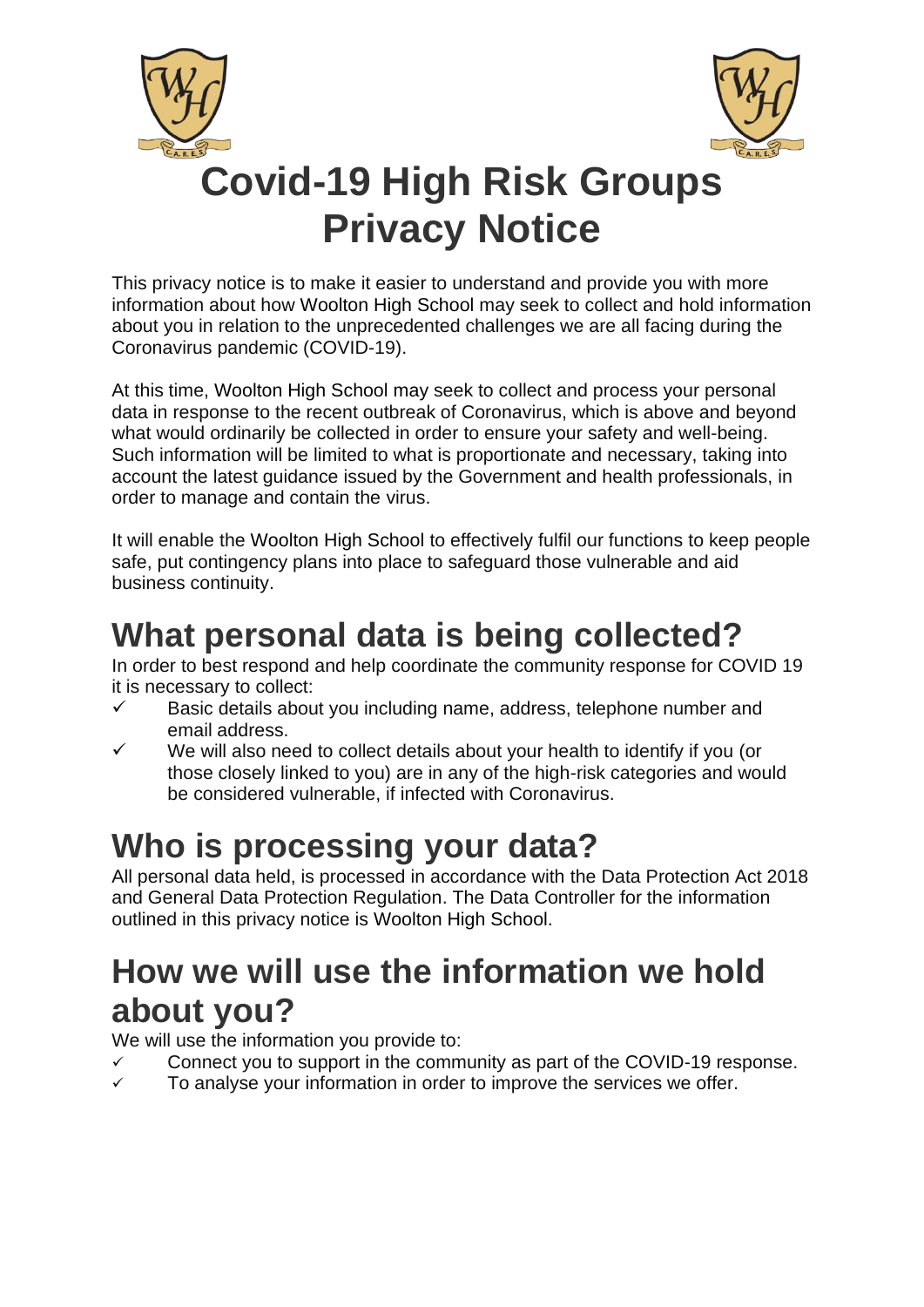# Covid-19 High Risk Groups Privacy Notice

This privacy notice is to make it easier to understand and provide you with more information about how Woolton High School may seek to collect and hold information about you in relation to the unprecedented challenges we are all facing during the Coronavirus pandemic (COVID-19).

At this time, Woolton High School may seek to collect and process your personal data in response to the recent outbreak of Coronavirus, which is above and beyond what would ordinarily be collected in order to ensure your safety and well-being. Such information will be limited to what is proportionate and necessary, taking into account the latest guidance issued by the Government and health professionals, in order to manage and contain the virus.

It will enable the Woolton High School to effectively fulfil our functions to keep people safe, put contingency plans into place to safeguard those vulnerable and aid business continuity.

## What personal data is being collected?

In order to best respond and help coordinate the community response for COVID 19 it is necessary to collect:

- ✓ Basic details about you including name, address, telephone number and email address.
- ✓ We will also need to collect details about your health to identify if you (or those closely linked to you) are in any of the high-risk categories and would be considered vulnerable, if infected with Coronavirus.

## Who is processing your data?

All personal data held, is processed in accordance with the Data Protection Act 2018 and General Data Protection Regulation. The Data Controller for the information outlined in this privacy notice is Woolton High School.

## How we will use the information we hold about you?

We will use the information you provide to:

- ✓ Connect you to support in the community as part of the COVID-19 response.
- ✓ To analyse your information in order to improve the services we offer.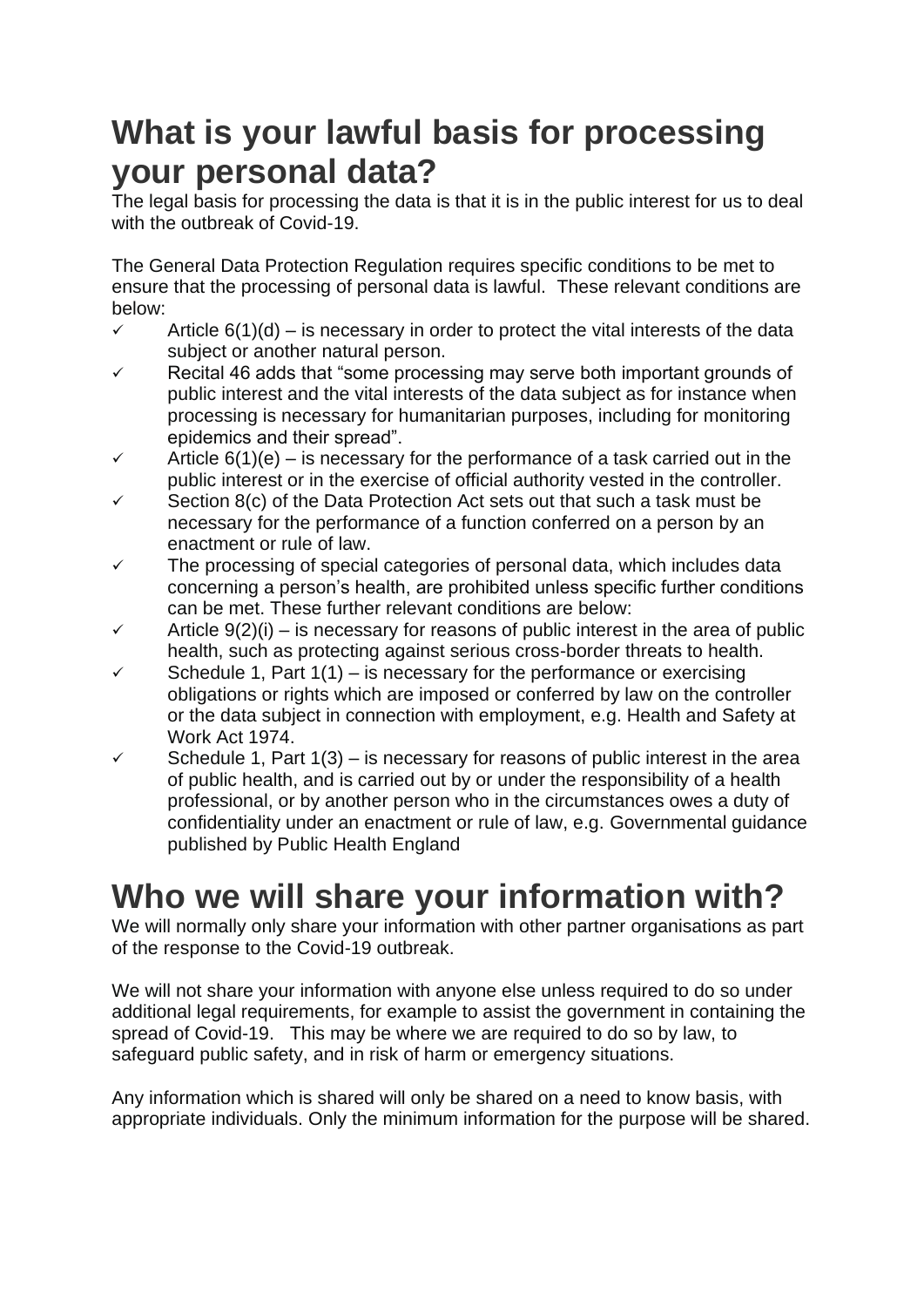# What is your lawful basis for processing your personal data?

The legal basis for processing the data is that it is in the public interest for us to deal with the outbreak of Covid-19.

The General Data Protection Regulation requires specific conditions to be met to ensure that the processing of personal data is lawful. These relevant conditions are below:

- ✓ Article 6(1)(d) – is necessary in order to protect the vital interests of the data subject or another natural person.
- ✓ Recital 46 adds that "some processing may serve both important grounds of public interest and the vital interests of the data subject as for instance when processing is necessary for humanitarian purposes, including for monitoring epidemics and their spread".
- ✓ Article 6(1)(e) – is necessary for the performance of a task carried out in the public interest or in the exercise of official authority vested in the controller.
- ✓ Section 8(c) of the Data Protection Act sets out that such a task must be necessary for the performance of a function conferred on a person by an enactment or rule of law.
- ✓ The processing of special categories of personal data, which includes data concerning a person's health, are prohibited unless specific further conditions can be met. These further relevant conditions are below:
- ✓ Article 9(2)(i) – is necessary for reasons of public interest in the area of public health, such as protecting against serious cross-border threats to health.
- ✓ Schedule 1, Part 1(1) – is necessary for the performance or exercising obligations or rights which are imposed or conferred by law on the controller or the data subject in connection with employment, e.g. Health and Safety at Work Act 1974.
- ✓ Schedule 1, Part 1(3) – is necessary for reasons of public interest in the area of public health, and is carried out by or under the responsibility of a health professional, or by another person who in the circumstances owes a duty of confidentiality under an enactment or rule of law, e.g. Governmental guidance published by Public Health England

# Who we will share your information with?

We will normally only share your information with other partner organisations as part of the response to the Covid-19 outbreak.

We will not share your information with anyone else unless required to do so under additional legal requirements, for example to assist the government in containing the spread of Covid-19. This may be where we are required to do so by law, to safeguard public safety, and in risk of harm or emergency situations.

Any information which is shared will only be shared on a need to know basis, with appropriate individuals. Only the minimum information for the purpose will be shared.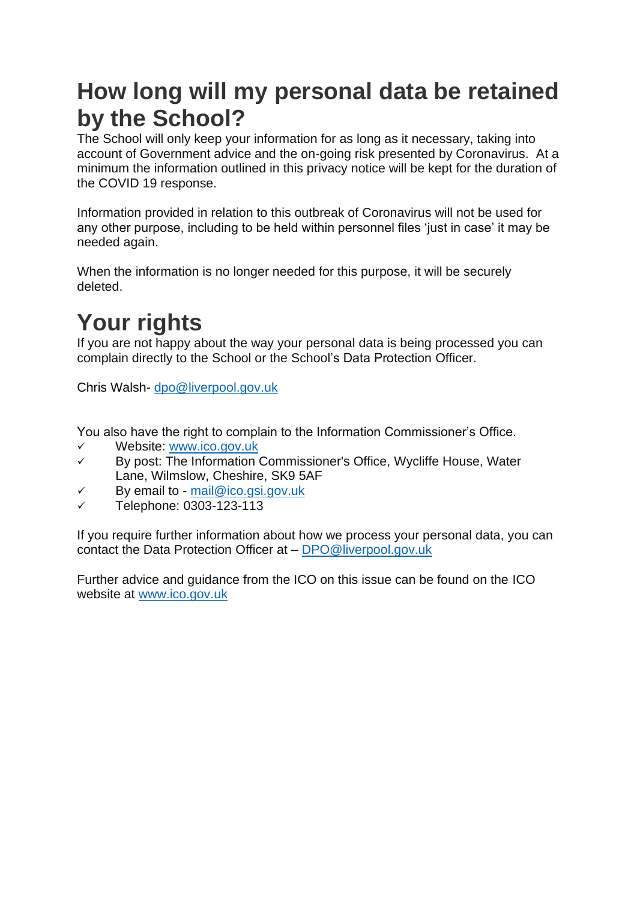# How long will my personal data be retained by the School?

The School will only keep your information for as long as it necessary, taking into account of Government advice and the on-going risk presented by Coronavirus. At a minimum the information outlined in this privacy notice will be kept for the duration of the COVID 19 response.

Information provided in relation to this outbreak of Coronavirus will not be used for any other purpose, including to be held within personnel files 'just in case' it may be needed again.

When the information is no longer needed for this purpose, it will be securely deleted.

# Your rights

If you are not happy about the way your personal data is being processed you can complain directly to the School or the School's Data Protection Officer.

Chris Walsh- dpo@liverpool.gov.uk

You also have the right to complain to the Information Commissioner's Office.

- ✓ Website: www.ico.gov.uk
- ✓ By post: The Information Commissioner's Office, Wycliffe House, Water Lane, Wilmslow, Cheshire, SK9 5AF
- ✓ By email to - mail@ico.gsi.gov.uk
- ✓ Telephone: 0303-123-113

If you require further information about how we process your personal data, you can contact the Data Protection Officer at – DPO@liverpool.gov.uk

Further advice and guidance from the ICO on this issue can be found on the ICO website at www.ico.gov.uk